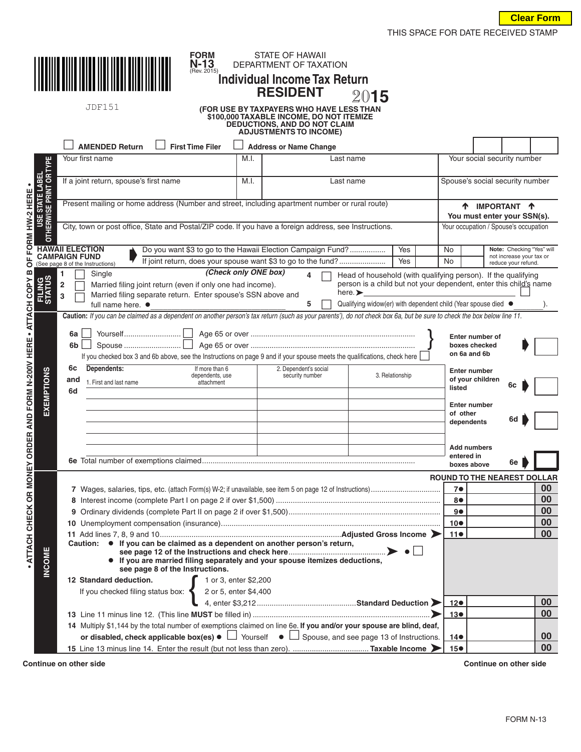Clear Form

THIS SPACE FOR DATE RECEIVED STAMP

JDF151

**FORM N-13** (Rev. 2015)

STATE OF HAWAII
DEPARTMENT OF TAXATION

# Individual Income Tax Return
# RESIDENT 2015

**(FOR USE BY TAXPAYERS WHO HAVE LESS THAN $100,000 TAXABLE INCOME, DO NOT ITEMIZE DEDUCTIONS, AND DO NOT CLAIM ADJUSTMENTS TO INCOME)**

☐ **AMENDED Return** ☐ **First Time Filer** ☐ **Address or Name Change**

**USE STATE LABEL OTHERWISE PRINT OR TYPE**

| Your first name | M.I. | Last name | Your social security number |
|---|---|---|---|
| If a joint return, spouse's first name | M.I. | Last name | Spouse's social security number |
| Present mailing or home address (Number and street, including apartment number or rural route) | | | ↑ **IMPORTANT** ↑ **You must enter your SSN(s).** |
| City, town or post office, State and Postal/ZIP code. If you have a foreign address, see Instructions. | | | Your occupation / Spouse's occupation |

**HAWAII ELECTION CAMPAIGN FUND** (See page 8 of the Instructions)

| | | | |
|---|---|---|---|
| Do you want $3 to go to the Hawaii Election Campaign Fund? | Yes | No | **Note:** Checking "Yes" will not increase your tax or reduce your refund. |
| If joint return, does your spouse want $3 to go to the fund? | Yes | No | |

**FILING STATUS** *(Check only ONE box)*

1 ☐ Single
2 ☐ Married filing joint return (even if only one had income).
3 ☐ Married filing separate return. Enter spouse's SSN above and full name here. ●
4 ☐ Head of household (with qualifying person). If the qualifying person is a child but not your dependent, enter this child's name here. ➤ ☐
5 ☐ Qualifying widow(er) with dependent child (Year spouse died ● ).

**Caution:** *If you can be claimed as a dependent on another person's tax return (such as your parents'), do not check box 6a, but be sure to check the box below line 11.*

**EXEMPTIONS**

6a ☐ Yourself ☐ Age 65 or over
6b ☐ Spouse ☐ Age 65 or over

**Enter number of boxes checked on 6a and 6b** ➤

If you checked box 3 and 6b above, see the Instructions on page 9 and if your spouse meets the qualifications, check here ☐

**6c and 6d Dependents:**

| 1. First and last name (If more than 6 dependents, use attachment) | 2. Dependent's social security number | 3. Relationship |
|---|---|---|
| | | |
| | | |
| | | |
| | | |
| | | |
| | | |

**Enter number of your children listed** 6c ➤

**Enter number of other dependents** 6d ➤

**6e** Total number of exemptions claimed ............ **Add numbers entered in boxes above** 6e ➤

**INCOME**

**ROUND TO THE NEAREST DOLLAR**

| Line | Description | | Amount |
|---|---|---|---|
| **7** | Wages, salaries, tips, etc. (attach Form(s) W-2; if unavailable, see item 5 on page 12 of Instructions) | 7● | 00 |
| **8** | Interest income (complete Part I on page 2 if over $1,500) | 8● | 00 |
| **9** | Ordinary dividends (complete Part II on page 2 if over $1,500) | 9● | 00 |
| **10** | Unemployment compensation (insurance) | 10● | 00 |
| **11** | Add lines 7, 8, 9 and 10 ........ **Adjusted Gross Income** ➤ | 11● | 00 |

**Caution:**
- **If you can be claimed as a dependent on another person's return, see page 12 of the Instructions and check here** ➤ ● ☐
- **If you are married filing separately and your spouse itemizes deductions, see page 8 of the Instructions.**

| Line | Description | | Amount |
|---|---|---|---|
| **12** | **Standard deduction.** If you checked filing status box: 1 or 3, enter $2,200; 2 or 5, enter $4,400; 4, enter $3,212 ........ **Standard Deduction** ➤ | 12● | 00 |
| **13** | Line 11 minus line 12. (This line **MUST** be filled in) ➤ | 13● | 00 |
| **14** | Multiply $1,144 by the total number of exemptions claimed on line 6e. **If you and/or your spouse are blind, deaf, or disabled, check applicable box(es)** ● ☐ Yourself ● ☐ Spouse, and see page 13 of Instructions. | 14● | 00 |
| **15** | Line 13 minus line 14. Enter the result (but not less than zero). ........ **Taxable Income** ➤ | 15● | 00 |

• ATTACH CHECK OR MONEY ORDER AND FORM N-200V HERE • ATTACH COPY B OF FORM HW-2 HERE •

**Continue on other side** **Continue on other side**

FORM N-13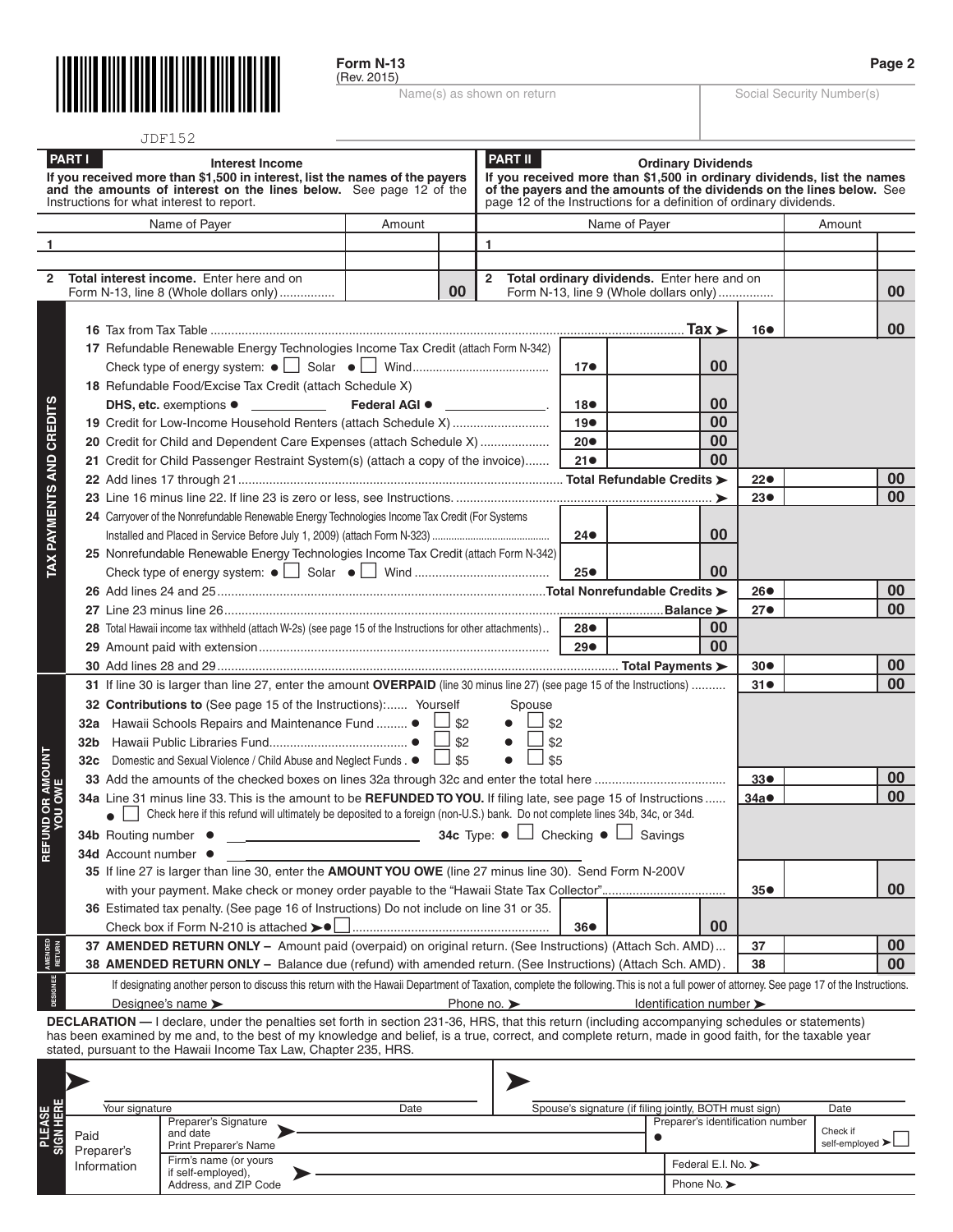Form N-13
(Rev. 2015)

Name(s) as shown on return

Social Security Number(s)

JDF152

## PART I — Interest Income

**If you received more than $1,500 in interest, list the names of the payers and the amounts of interest on the lines below.** See page 12 of the Instructions for what interest to report.

| | Name of Payer | Amount | |
|---|---|---|---|
| 1 | | | |
| | | | |
| 2 | **Total interest income.** Enter here and on Form N-13, line 8 (Whole dollars only) | | 00 |

## PART II — Ordinary Dividends

**If you received more than $1,500 in ordinary dividends, list the names of the payers and the amounts of the dividends on the lines below.** See page 12 of the Instructions for a definition of ordinary dividends.

| | Name of Payer | Amount | |
|---|---|---|---|
| 1 | | | |
| | | | |
| 2 | **Total ordinary dividends.** Enter here and on Form N-13, line 9 (Whole dollars only) | | 00 |

## TAX PAYMENTS AND CREDITS

16 Tax from Tax Table .......... **Tax ➤** 16● ______ 00

17 Refundable Renewable Energy Technologies Income Tax Credit (attach Form N-342)
Check type of energy system: ● ☐ Solar ● ☐ Wind .......... 17● ______ 00

18 Refundable Food/Excise Tax Credit (attach Schedule X)
**DHS, etc.** exemptions ● ______ **Federal AGI** ● ______ . 18● ______ 00

19 Credit for Low-Income Household Renters (attach Schedule X) .......... 19● ______ 00

20 Credit for Child and Dependent Care Expenses (attach Schedule X) .......... 20● ______ 00

21 Credit for Child Passenger Restraint System(s) (attach a copy of the invoice) .......... 21● ______ 00

22 Add lines 17 through 21 .......... **Total Refundable Credits ➤** 22● ______ 00

23 Line 16 minus line 22. If line 23 is zero or less, see Instructions. .......... ➤ 23● ______ 00

24 Carryover of the Nonrefundable Renewable Energy Technologies Income Tax Credit (For Systems Installed and Placed in Service Before July 1, 2009) (attach Form N-323) .......... 24● ______ 00

25 Nonrefundable Renewable Energy Technologies Income Tax Credit (attach Form N-342)
Check type of energy system: ● ☐ Solar ● ☐ Wind .......... 25● ______ 00

26 Add lines 24 and 25 .......... **Total Nonrefundable Credits ➤** 26● ______ 00

27 Line 23 minus line 26 .......... **Balance ➤** 27● ______ 00

28 Total Hawaii income tax withheld (attach W-2s) (see page 15 of the Instructions for other attachments) .......... 28● ______ 00

29 Amount paid with extension .......... 29● ______ 00

30 Add lines 28 and 29 .......... **Total Payments ➤** 30● ______ 00

## REFUND OR AMOUNT YOU OWE

31 If line 30 is larger than line 27, enter the amount **OVERPAID** (line 30 minus line 27) (see page 15 of the Instructions) .......... 31● ______ 00

32 **Contributions to** (See page 15 of the Instructions): Yourself / Spouse

32a Hawaii Schools Repairs and Maintenance Fund .......... ● ☐ $2 ● ☐ $2

32b Hawaii Public Libraries Fund .......... ● ☐ $2 ● ☐ $2

32c Domestic and Sexual Violence / Child Abuse and Neglect Funds . ● ☐ $5 ● ☐ $5

33 Add the amounts of the checked boxes on lines 32a through 32c and enter the total here .......... 33● ______ 00

34a Line 31 minus line 33. This is the amount to be **REFUNDED TO YOU.** If filing late, see page 15 of Instructions .......... 34a● ______ 00

● ☐ Check here if this refund will ultimately be deposited to a foreign (non-U.S.) bank. Do not complete lines 34b, 34c, or 34d.

34b Routing number ● ______ 34c Type: ● ☐ Checking ● ☐ Savings

34d Account number ● ______

35 If line 27 is larger than line 30, enter the **AMOUNT YOU OWE** (line 27 minus line 30). Send Form N-200V with your payment. Make check or money order payable to the "Hawaii State Tax Collector" .......... 35● ______ 00

36 Estimated tax penalty. (See page 16 of Instructions) Do not include on line 31 or 35.
Check box if Form N-210 is attached ➤● ☐ .......... 36● ______ 00

## AMENDED RETURN

37 **AMENDED RETURN ONLY –** Amount paid (overpaid) on original return. (See Instructions) (Attach Sch. AMD) .......... 37 ______ 00

38 **AMENDED RETURN ONLY –** Balance due (refund) with amended return. (See Instructions) (Attach Sch. AMD) .......... 38 ______ 00

## DESIGNEE

If designating another person to discuss this return with the Hawaii Department of Taxation, complete the following. This is not a full power of attorney. See page 17 of the Instructions.

Designee's name ➤ ______ Phone no. ➤ ______ Identification number ➤ ______

**DECLARATION —** I declare, under the penalties set forth in section 231-36, HRS, that this return (including accompanying schedules or statements) has been examined by me and, to the best of my knowledge and belief, is a true, correct, and complete return, made in good faith, for the taxable year stated, pursuant to the Hawaii Income Tax Law, Chapter 235, HRS.

## PLEASE SIGN HERE

➤ ______ Your signature ______ Date

➤ ______ Spouse's signature (if filing jointly, BOTH must sign) ______ Date

| Paid Preparer's Information | | | |
|---|---|---|---|
| Preparer's Signature and date / Print Preparer's Name | ➤ | Preparer's identification number ● | Check if self-employed ➤ ☐ |
| Firm's name (or yours if self-employed), Address, and ZIP Code | ➤ | Federal E.I. No. ➤ | |
| | | Phone No. ➤ | |